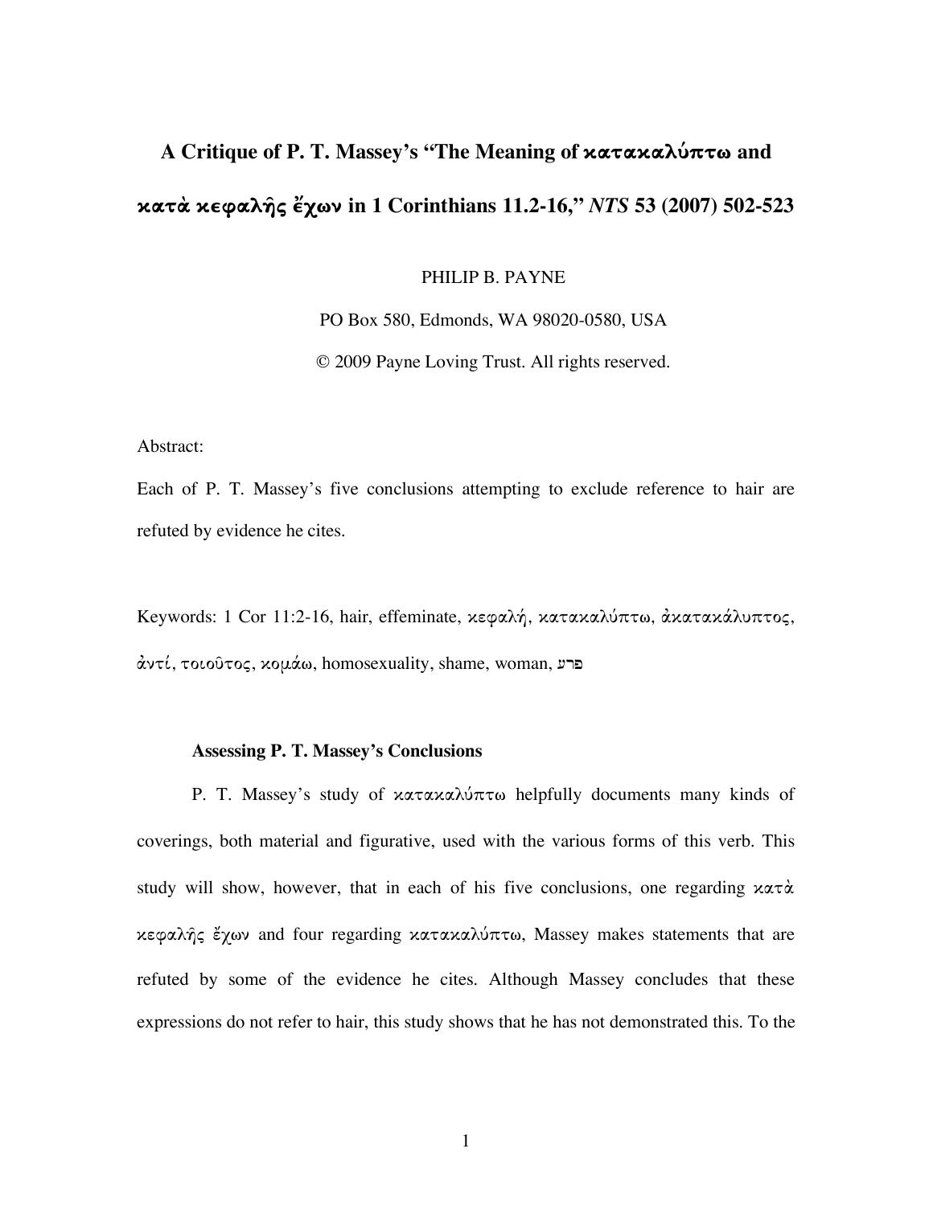# A Critique of P. T. Massey's "The Meaning of κατακαλύπτω and κατὰ κεφαλῆς ἔχων in 1 Corinthians 11.2-16," *NTS* 53 (2007) 502-523

PHILIP B. PAYNE

PO Box 580, Edmonds, WA 98020-0580, USA

© 2009 Payne Loving Trust. All rights reserved.

Abstract:

Each of P. T. Massey's five conclusions attempting to exclude reference to hair are refuted by evidence he cites.

Keywords: 1 Cor 11:2-16, hair, effeminate, κεφαλή, κατακαλύπτω, ἀκατακάλυπτος, ἀντί, τοιοῦτος, κομάω, homosexuality, shame, woman, פרע

### Assessing P. T. Massey's Conclusions

P. T. Massey's study of κατακαλύπτω helpfully documents many kinds of coverings, both material and figurative, used with the various forms of this verb. This study will show, however, that in each of his five conclusions, one regarding κατὰ κεφαλῆς ἔχων and four regarding κατακαλύπτω, Massey makes statements that are refuted by some of the evidence he cites. Although Massey concludes that these expressions do not refer to hair, this study shows that he has not demonstrated this. To the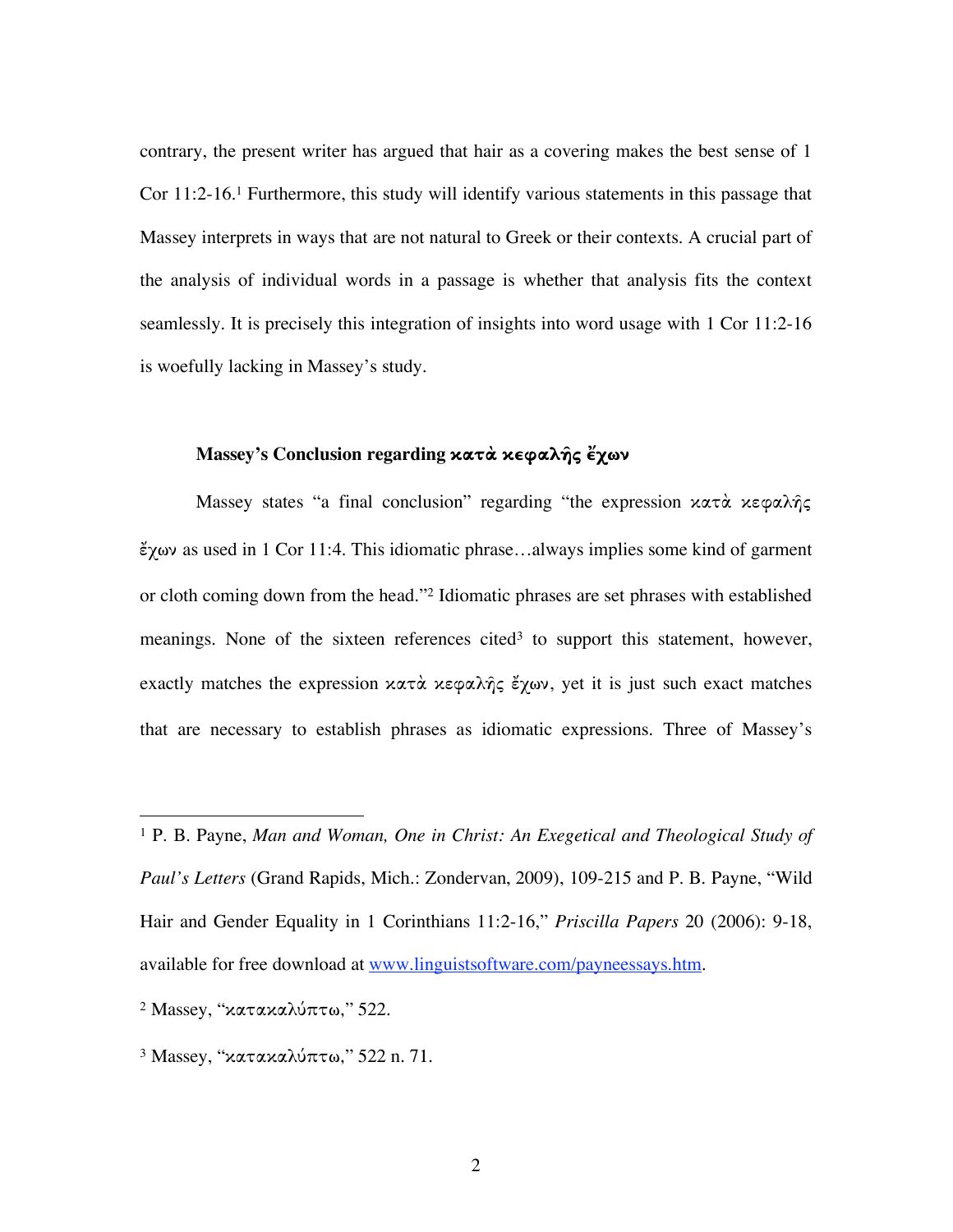contrary, the present writer has argued that hair as a covering makes the best sense of 1 Cor 11:2-16.[1] Furthermore, this study will identify various statements in this passage that Massey interprets in ways that are not natural to Greek or their contexts. A crucial part of the analysis of individual words in a passage is whether that analysis fits the context seamlessly. It is precisely this integration of insights into word usage with 1 Cor 11:2-16 is woefully lacking in Massey's study.

### Massey's Conclusion regarding κατὰ κεφαλῆς ἔχων

Massey states "a final conclusion" regarding "the expression κατὰ κεφαλῆς ἔχων as used in 1 Cor 11:4. This idiomatic phrase…always implies some kind of garment or cloth coming down from the head."[2] Idiomatic phrases are set phrases with established meanings. None of the sixteen references cited[3] to support this statement, however, exactly matches the expression κατὰ κεφαλῆς ἔχων, yet it is just such exact matches that are necessary to establish phrases as idiomatic expressions. Three of Massey's

---

[1] P. B. Payne, *Man and Woman, One in Christ: An Exegetical and Theological Study of Paul's Letters* (Grand Rapids, Mich.: Zondervan, 2009), 109-215 and P. B. Payne, "Wild Hair and Gender Equality in 1 Corinthians 11:2-16," *Priscilla Papers* 20 (2006): 9-18, available for free download at [www.linguistsoftware.com/payneessays.htm](http://www.linguistsoftware.com/payneessays.htm).

[2] Massey, "κατακαλύπτω," 522.

[3] Massey, "κατακαλύπτω," 522 n. 71.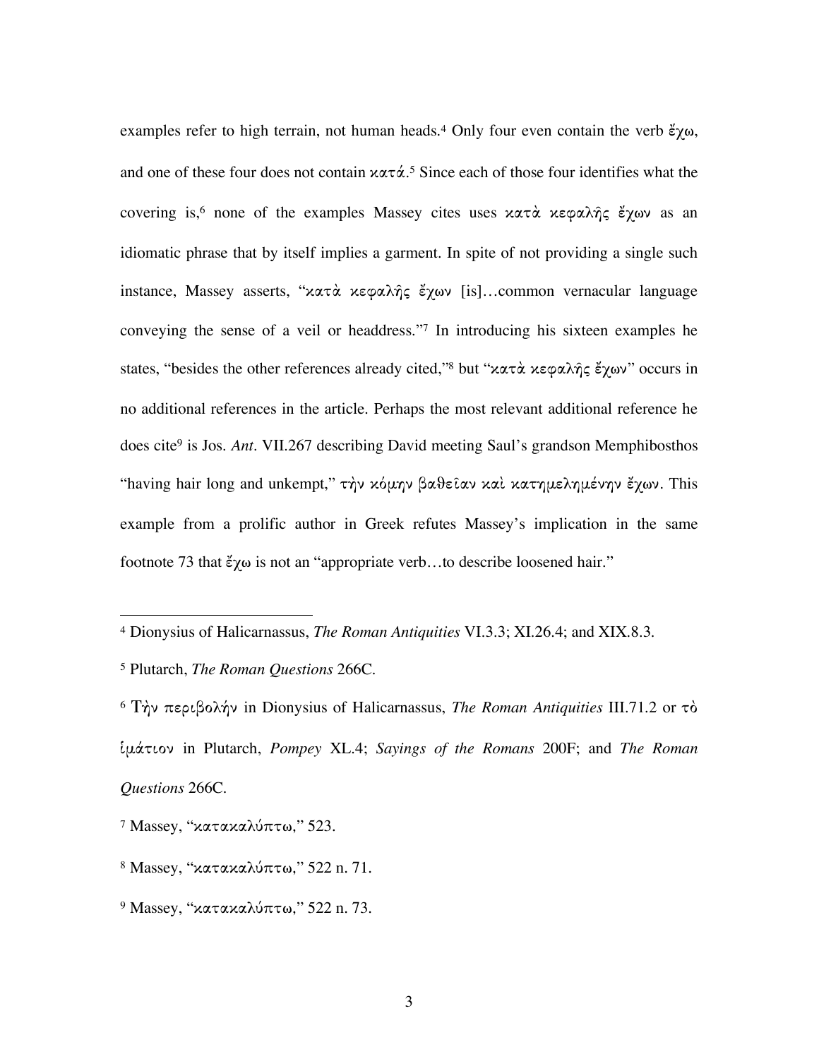examples refer to high terrain, not human heads.[4] Only four even contain the verb ἔχω, and one of these four does not contain κατά.[5] Since each of those four identifies what the covering is,[6] none of the examples Massey cites uses κατὰ κεφαλῆς ἔχων as an idiomatic phrase that by itself implies a garment. In spite of not providing a single such instance, Massey asserts, "κατὰ κεφαλῆς ἔχων [is]…common vernacular language conveying the sense of a veil or headdress."[7] In introducing his sixteen examples he states, "besides the other references already cited,"[8] but "κατὰ κεφαλῆς ἔχων" occurs in no additional references in the article. Perhaps the most relevant additional reference he does cite[9] is Jos. *Ant*. VII.267 describing David meeting Saul's grandson Memphibosthos "having hair long and unkempt," τὴν κόμην βαθεῖαν καὶ κατημελημένην ἔχων. This example from a prolific author in Greek refutes Massey's implication in the same footnote 73 that ἔχω is not an "appropriate verb…to describe loosened hair."

---

[4] Dionysius of Halicarnassus, *The Roman Antiquities* VI.3.3; XI.26.4; and XIX.8.3.

[5] Plutarch, *The Roman Questions* 266C.

[6] Τὴν περιβολήν in Dionysius of Halicarnassus, *The Roman Antiquities* III.71.2 or τὸ ἱμάτιον in Plutarch, *Pompey* XL.4; *Sayings of the Romans* 200F; and *The Roman Questions* 266C.

[7] Massey, "κατακαλύπτω," 523.

[8] Massey, "κατακαλύπτω," 522 n. 71.

[9] Massey, "κατακαλύπτω," 522 n. 73.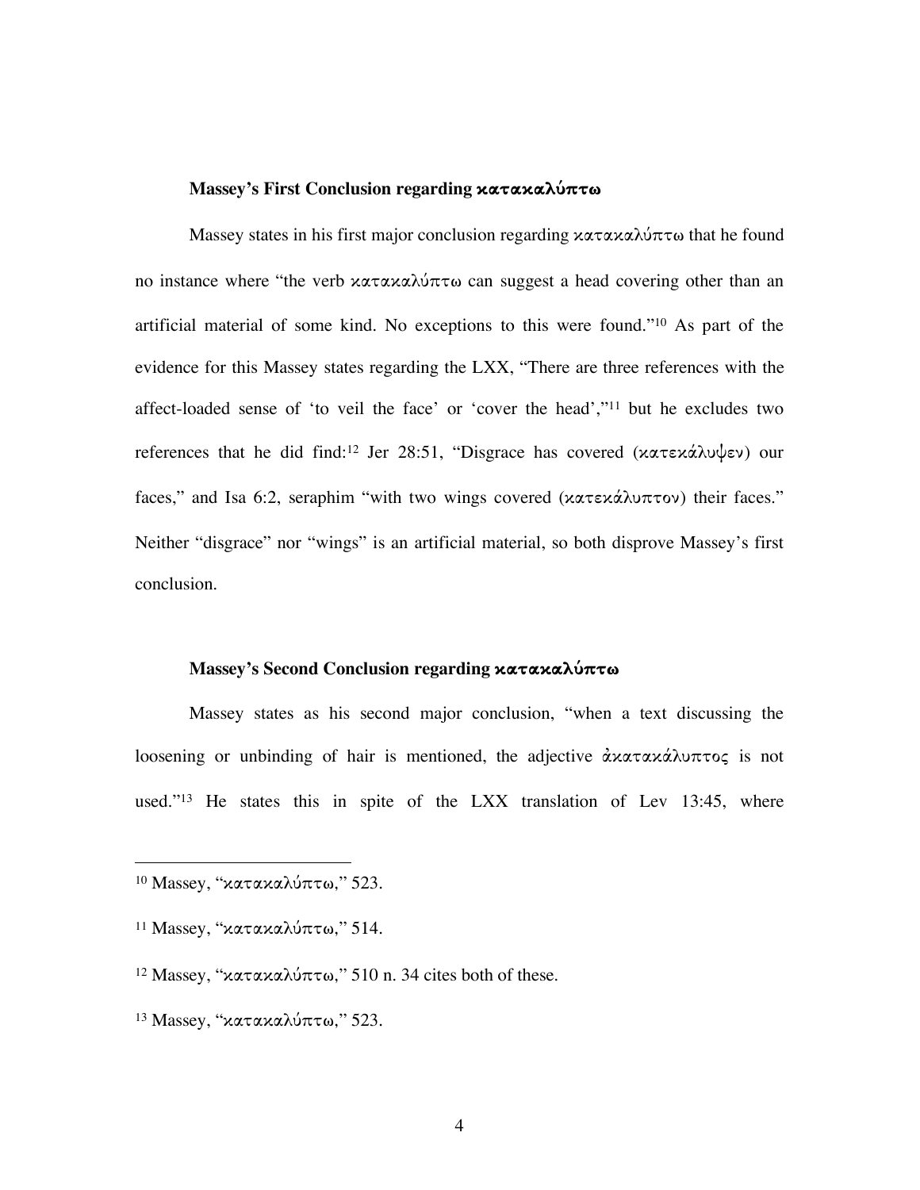### **Massey's First Conclusion regarding κατακαλύπτω**

Massey states in his first major conclusion regarding κατακαλύπτω that he found no instance where "the verb κατακαλύπτω can suggest a head covering other than an artificial material of some kind. No exceptions to this were found."[10] As part of the evidence for this Massey states regarding the LXX, "There are three references with the affect-loaded sense of 'to veil the face' or 'cover the head',"[11] but he excludes two references that he did find:[12] Jer 28:51, "Disgrace has covered (κατεκάλυψεν) our faces," and Isa 6:2, seraphim "with two wings covered (κατεκάλυπτον) their faces." Neither "disgrace" nor "wings" is an artificial material, so both disprove Massey's first conclusion.

### **Massey's Second Conclusion regarding κατακαλύπτω**

Massey states as his second major conclusion, "when a text discussing the loosening or unbinding of hair is mentioned, the adjective ἀκατακάλυπτος is not used."[13] He states this in spite of the LXX translation of Lev 13:45, where

---

[10] Massey, "κατακαλύπτω," 523.

[11] Massey, "κατακαλύπτω," 514.

[12] Massey, "κατακαλύπτω," 510 n. 34 cites both of these.

[13] Massey, "κατακαλύπτω," 523.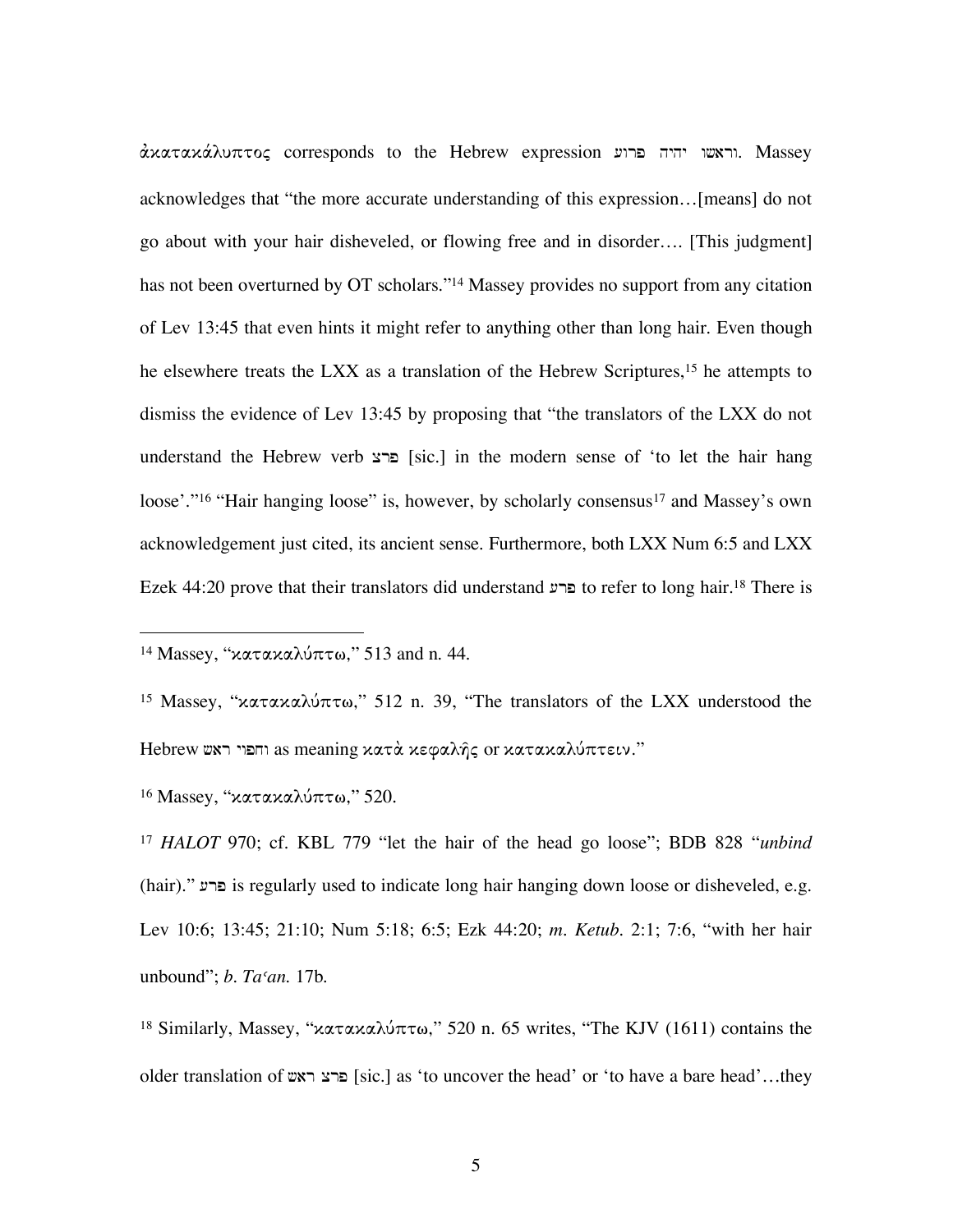ἀκατακάλυπτος corresponds to the Hebrew expression וראשו יהיה פרוע. Massey acknowledges that "the more accurate understanding of this expression…[means] do not go about with your hair disheveled, or flowing free and in disorder…. [This judgment] has not been overturned by OT scholars."[14] Massey provides no support from any citation of Lev 13:45 that even hints it might refer to anything other than long hair. Even though he elsewhere treats the LXX as a translation of the Hebrew Scriptures,[15] he attempts to dismiss the evidence of Lev 13:45 by proposing that "the translators of the LXX do not understand the Hebrew verb פרצ [sic.] in the modern sense of 'to let the hair hang loose'."[16] "Hair hanging loose" is, however, by scholarly consensus[17] and Massey's own acknowledgement just cited, its ancient sense. Furthermore, both LXX Num 6:5 and LXX Ezek 44:20 prove that their translators did understand פרע to refer to long hair.[18] There is

---

[14] Massey, "κατακαλύπτω," 513 and n. 44.

[15] Massey, "κατακαλύπτω," 512 n. 39, "The translators of the LXX understood the Hebrew וחפוי ראש as meaning κατὰ κεφαλῆς or κατακαλύπτειν."

[16] Massey, "κατακαλύπτω," 520.

[17] *HALOT* 970; cf. KBL 779 "let the hair of the head go loose"; BDB 828 "*unbind* (hair)." פרע is regularly used to indicate long hair hanging down loose or disheveled, e.g. Lev 10:6; 13:45; 21:10; Num 5:18; 6:5; Ezk 44:20; *m. Ketub.* 2:1; 7:6, "with her hair unbound"; *b. Taʿan.* 17b.

[18] Similarly, Massey, "κατακαλύπτω," 520 n. 65 writes, "The KJV (1611) contains the older translation of פרצ ראש [sic.] as 'to uncover the head' or 'to have a bare head'…they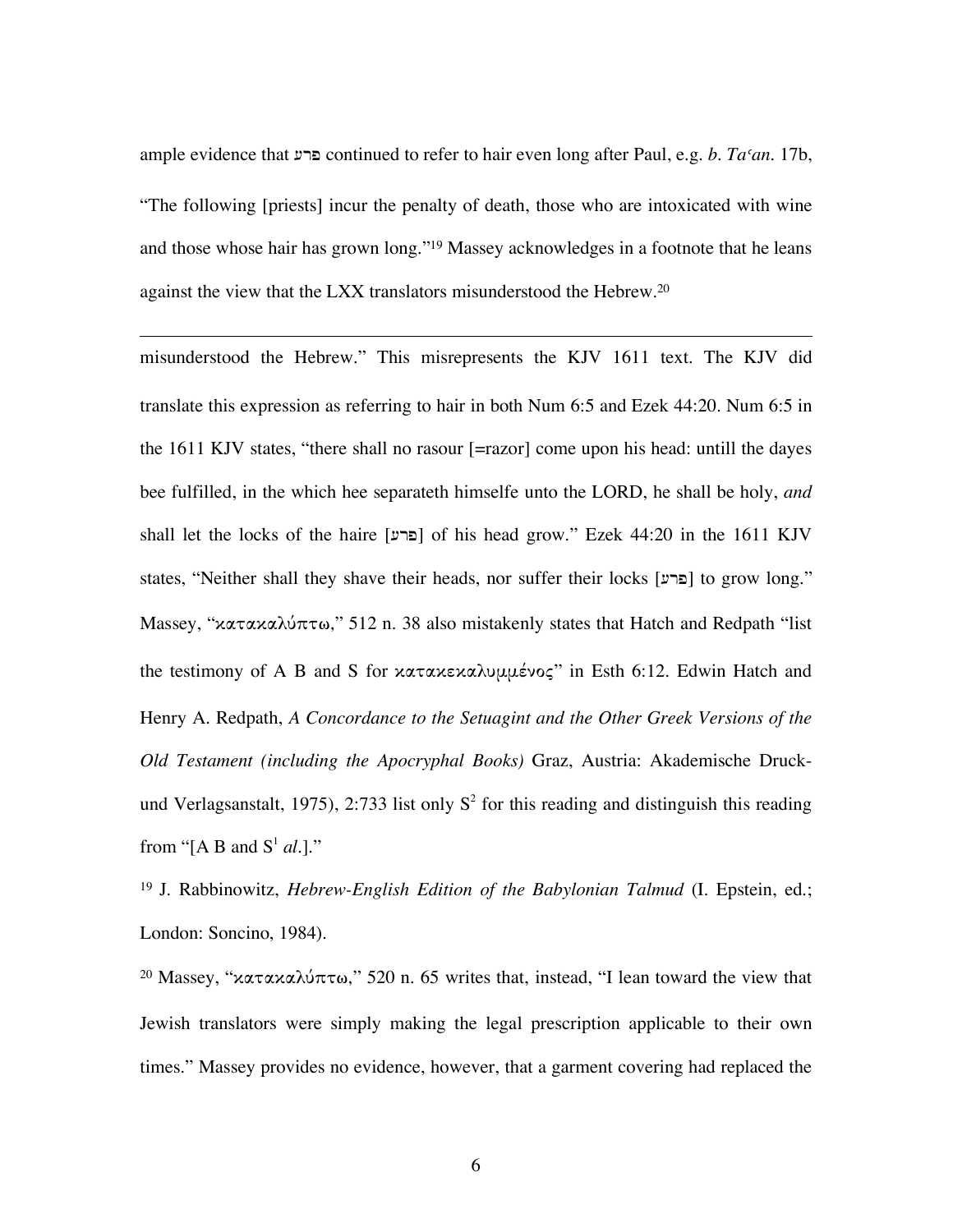ample evidence that פרע continued to refer to hair even long after Paul, e.g. *b. Taʿan.* 17b, "The following [priests] incur the penalty of death, those who are intoxicated with wine and those whose hair has grown long."[19] Massey acknowledges in a footnote that he leans against the view that the LXX translators misunderstood the Hebrew.[20]

---

misunderstood the Hebrew." This misrepresents the KJV 1611 text. The KJV did translate this expression as referring to hair in both Num 6:5 and Ezek 44:20. Num 6:5 in the 1611 KJV states, "there shall no rasour [=razor] come upon his head: untill the dayes bee fulfilled, in the which hee separateth himselfe unto the LORD, he shall be holy, *and* shall let the locks of the haire [פרע] of his head grow." Ezek 44:20 in the 1611 KJV states, "Neither shall they shave their heads, nor suffer their locks [פרע] to grow long." Massey, "κατακαλύπτω," 512 n. 38 also mistakenly states that Hatch and Redpath "list the testimony of A B and S for κατακεκαλυμμένος" in Esth 6:12. Edwin Hatch and Henry A. Redpath, *A Concordance to the Setuagint and the Other Greek Versions of the Old Testament (including the Apocryphal Books)* Graz, Austria: Akademische Druck- und Verlagsanstalt, 1975), 2:733 list only $S^2$ for this reading and distinguish this reading from "[A B and $S^1$ *al*.]."

[19] J. Rabbinowitz, *Hebrew-English Edition of the Babylonian Talmud* (I. Epstein, ed.; London: Soncino, 1984).

[20] Massey, "κατακαλύπτω," 520 n. 65 writes that, instead, "I lean toward the view that Jewish translators were simply making the legal prescription applicable to their own times." Massey provides no evidence, however, that a garment covering had replaced the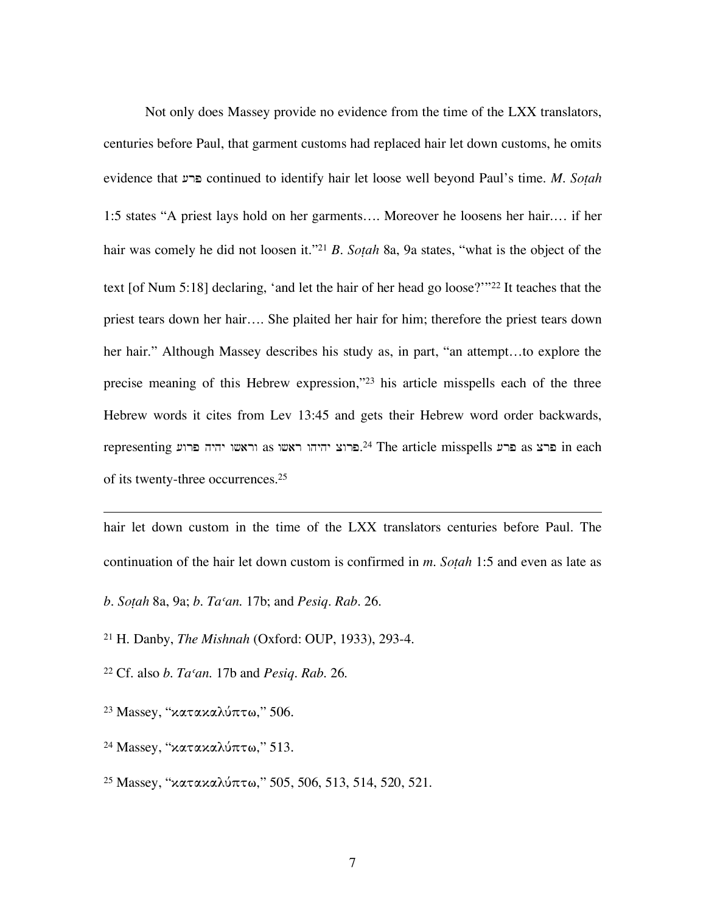Not only does Massey provide no evidence from the time of the LXX translators, centuries before Paul, that garment customs had replaced hair let down customs, he omits evidence that פרע continued to identify hair let loose well beyond Paul's time. *M. Soṭah* 1:5 states "A priest lays hold on her garments…. Moreover he loosens her hair.… if her hair was comely he did not loosen it."[21] *B. Soṭah* 8a, 9a states, "what is the object of the text [of Num 5:18] declaring, 'and let the hair of her head go loose?'"[22] It teaches that the priest tears down her hair…. She plaited her hair for him; therefore the priest tears down her hair." Although Massey describes his study as, in part, "an attempt…to explore the precise meaning of this Hebrew expression,"[23] his article misspells each of the three Hebrew words it cites from Lev 13:45 and gets their Hebrew word order backwards, representing וראשו יהיה פרוע as פרוצ יהיהו ראשו.[24] The article misspells פרע as פרצ in each of its twenty-three occurrences.[25]

---

hair let down custom in the time of the LXX translators centuries before Paul. The continuation of the hair let down custom is confirmed in *m. Soṭah* 1:5 and even as late as *b. Soṭah* 8a, 9a; *b. Taʿan.* 17b; and *Pesiq. Rab.* 26.

[21] H. Danby, *The Mishnah* (Oxford: OUP, 1933), 293-4.

[22] Cf. also *b. Taʿan.* 17b and *Pesiq. Rab.* 26.

[23] Massey, "κατακαλύπτω," 506.

[24] Massey, "κατακαλύπτω," 513.

[25] Massey, "κατακαλύπτω," 505, 506, 513, 514, 520, 521.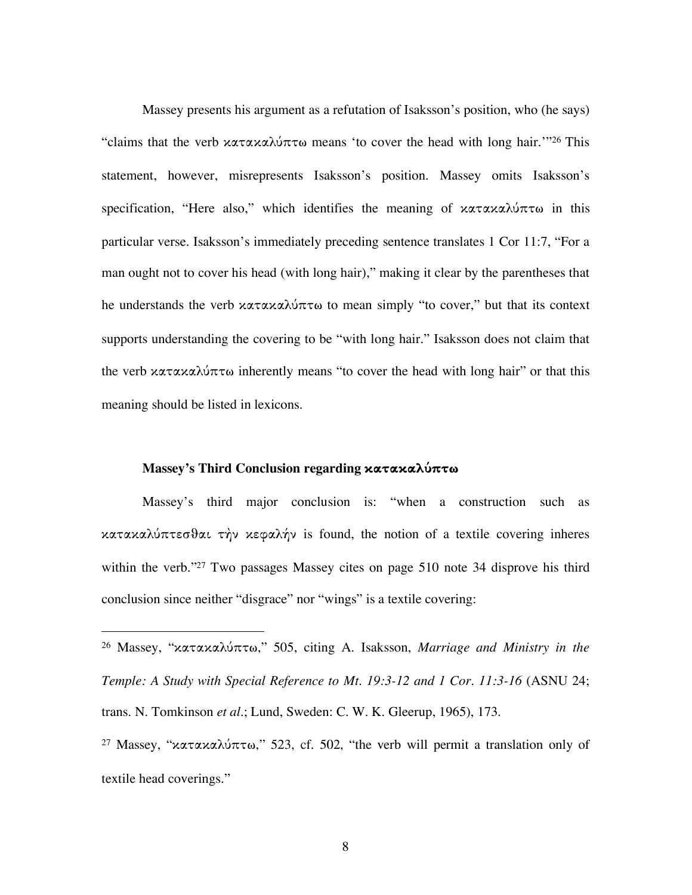Massey presents his argument as a refutation of Isaksson's position, who (he says) "claims that the verb κατακαλύπτω means 'to cover the head with long hair.'"[26] This statement, however, misrepresents Isaksson's position. Massey omits Isaksson's specification, "Here also," which identifies the meaning of κατακαλύπτω in this particular verse. Isaksson's immediately preceding sentence translates 1 Cor 11:7, "For a man ought not to cover his head (with long hair)," making it clear by the parentheses that he understands the verb κατακαλύπτω to mean simply "to cover," but that its context supports understanding the covering to be "with long hair." Isaksson does not claim that the verb κατακαλύπτω inherently means "to cover the head with long hair" or that this meaning should be listed in lexicons.

### Massey's Third Conclusion regarding κατακαλύπτω

Massey's third major conclusion is: "when a construction such as κατακαλύπτεσθαι τὴν κεφαλήν is found, the notion of a textile covering inheres within the verb."[27] Two passages Massey cites on page 510 note 34 disprove his third conclusion since neither "disgrace" nor "wings" is a textile covering:

---

[26] Massey, "κατακαλύπτω," 505, citing A. Isaksson, *Marriage and Ministry in the Temple: A Study with Special Reference to Mt. 19:3-12 and 1 Cor. 11:3-16* (ASNU 24; trans. N. Tomkinson *et al*.; Lund, Sweden: C. W. K. Gleerup, 1965), 173.

[27] Massey, "κατακαλύπτω," 523, cf. 502, "the verb will permit a translation only of textile head coverings."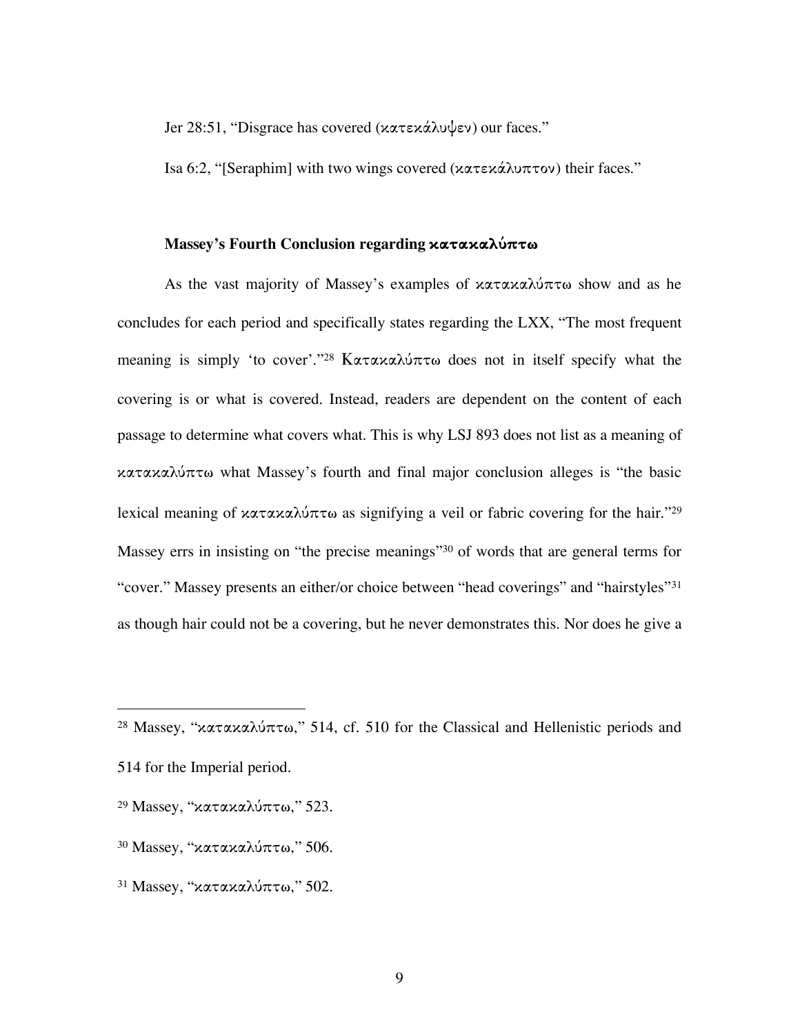Jer 28:51, "Disgrace has covered (κατεκάλυψεν) our faces."

Isa 6:2, "[Seraphim] with two wings covered (κατεκάλυπτον) their faces."

### Massey's Fourth Conclusion regarding κατακαλύπτω

As the vast majority of Massey's examples of κατακαλύπτω show and as he concludes for each period and specifically states regarding the LXX, "The most frequent meaning is simply 'to cover'."[28] Κατακαλύπτω does not in itself specify what the covering is or what is covered. Instead, readers are dependent on the content of each passage to determine what covers what. This is why LSJ 893 does not list as a meaning of κατακαλύπτω what Massey's fourth and final major conclusion alleges is "the basic lexical meaning of κατακαλύπτω as signifying a veil or fabric covering for the hair."[29] Massey errs in insisting on "the precise meanings"[30] of words that are general terms for "cover." Massey presents an either/or choice between "head coverings" and "hairstyles"[31] as though hair could not be a covering, but he never demonstrates this. Nor does he give a

---

[28] Massey, "κατακαλύπτω," 514, cf. 510 for the Classical and Hellenistic periods and 514 for the Imperial period.

[29] Massey, "κατακαλύπτω," 523.

[30] Massey, "κατακαλύπτω," 506.

[31] Massey, "κατακαλύπτω," 502.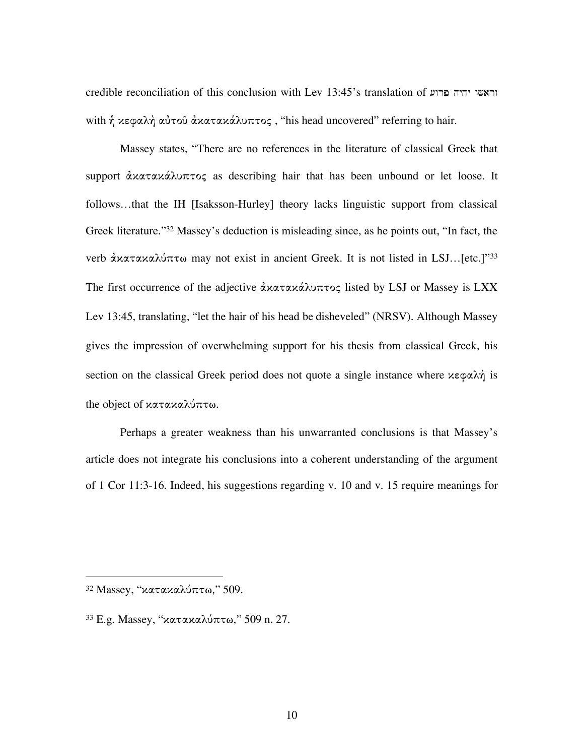credible reconciliation of this conclusion with Lev 13:45's translation of וראשו יהיה פרוע with ἡ κεφαλὴ αὐτοῦ ἀκατακάλυπτος , "his head uncovered" referring to hair.

Massey states, "There are no references in the literature of classical Greek that support ἀκατακάλυπτος as describing hair that has been unbound or let loose. It follows…that the IH [Isaksson-Hurley] theory lacks linguistic support from classical Greek literature."[32] Massey's deduction is misleading since, as he points out, "In fact, the verb ἀκατακαλύπτω may not exist in ancient Greek. It is not listed in LSJ…[etc.]"[33] The first occurrence of the adjective ἀκατακάλυπτος listed by LSJ or Massey is LXX Lev 13:45, translating, "let the hair of his head be disheveled" (NRSV). Although Massey gives the impression of overwhelming support for his thesis from classical Greek, his section on the classical Greek period does not quote a single instance where κεφαλή is the object of κατακαλύπτω.

Perhaps a greater weakness than his unwarranted conclusions is that Massey's article does not integrate his conclusions into a coherent understanding of the argument of 1 Cor 11:3-16. Indeed, his suggestions regarding v. 10 and v. 15 require meanings for

---

[32] Massey, "κατακαλύπτω," 509.

[33] E.g. Massey, "κατακαλύπτω," 509 n. 27.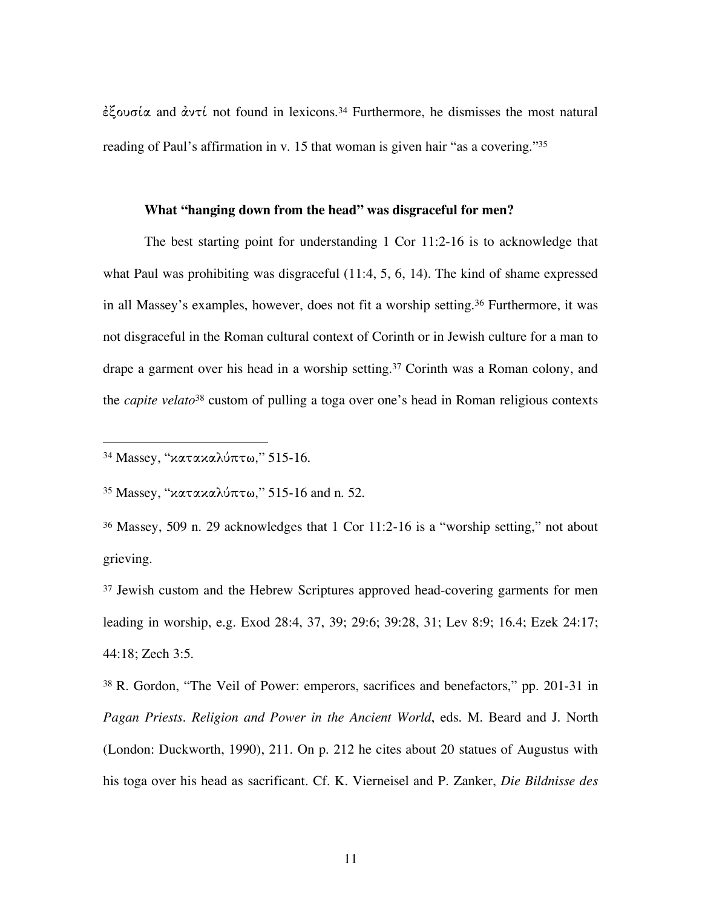ἐξουσία and ἀντί not found in lexicons.[34] Furthermore, he dismisses the most natural reading of Paul's affirmation in v. 15 that woman is given hair "as a covering."[35]

### What "hanging down from the head" was disgraceful for men?

The best starting point for understanding 1 Cor 11:2-16 is to acknowledge that what Paul was prohibiting was disgraceful (11:4, 5, 6, 14). The kind of shame expressed in all Massey's examples, however, does not fit a worship setting.[36] Furthermore, it was not disgraceful in the Roman cultural context of Corinth or in Jewish culture for a man to drape a garment over his head in a worship setting.[37] Corinth was a Roman colony, and the *capite velato*[38] custom of pulling a toga over one's head in Roman religious contexts

---

[34] Massey, "κατακαλύπτω," 515-16.

[35] Massey, "κατακαλύπτω," 515-16 and n. 52.

[36] Massey, 509 n. 29 acknowledges that 1 Cor 11:2-16 is a "worship setting," not about grieving.

[37] Jewish custom and the Hebrew Scriptures approved head-covering garments for men leading in worship, e.g. Exod 28:4, 37, 39; 29:6; 39:28, 31; Lev 8:9; 16.4; Ezek 24:17; 44:18; Zech 3:5.

[38] R. Gordon, "The Veil of Power: emperors, sacrifices and benefactors," pp. 201-31 in *Pagan Priests. Religion and Power in the Ancient World*, eds. M. Beard and J. North (London: Duckworth, 1990), 211. On p. 212 he cites about 20 statues of Augustus with his toga over his head as sacrificant. Cf. K. Vierneisel and P. Zanker, *Die Bildnisse des*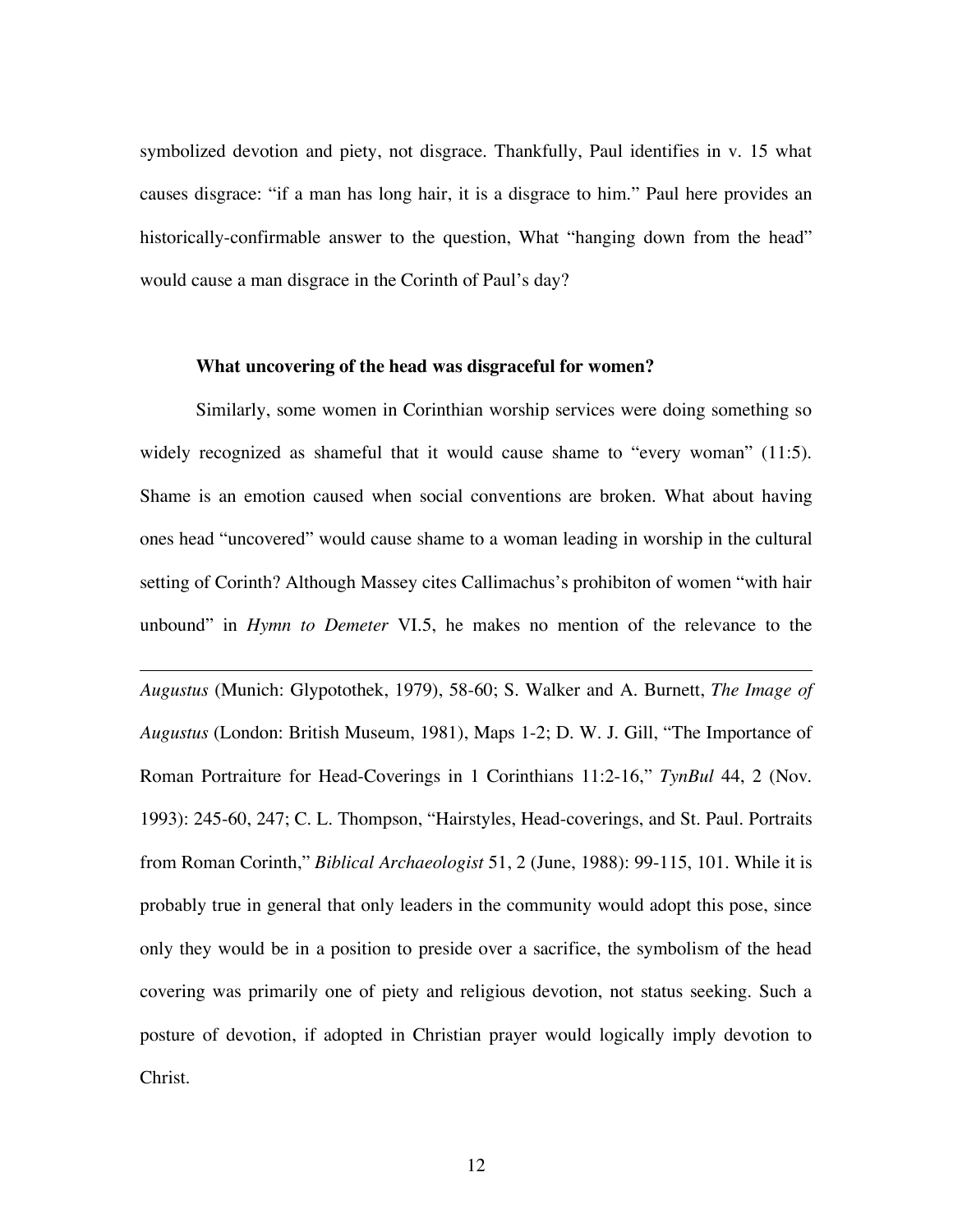symbolized devotion and piety, not disgrace. Thankfully, Paul identifies in v. 15 what causes disgrace: "if a man has long hair, it is a disgrace to him." Paul here provides an historically-confirmable answer to the question, What "hanging down from the head" would cause a man disgrace in the Corinth of Paul's day?

**What uncovering of the head was disgraceful for women?**

Similarly, some women in Corinthian worship services were doing something so widely recognized as shameful that it would cause shame to "every woman" (11:5). Shame is an emotion caused when social conventions are broken. What about having ones head "uncovered" would cause shame to a woman leading in worship in the cultural setting of Corinth? Although Massey cites Callimachus's prohibiton of women "with hair unbound" in *Hymn to Demeter* VI.5, he makes no mention of the relevance to the

---

*Augustus* (Munich: Glypotothek, 1979), 58-60; S. Walker and A. Burnett, *The Image of Augustus* (London: British Museum, 1981), Maps 1-2; D. W. J. Gill, "The Importance of Roman Portraiture for Head-Coverings in 1 Corinthians 11:2-16," *TynBul* 44, 2 (Nov. 1993): 245-60, 247; C. L. Thompson, "Hairstyles, Head-coverings, and St. Paul. Portraits from Roman Corinth," *Biblical Archaeologist* 51, 2 (June, 1988): 99-115, 101. While it is probably true in general that only leaders in the community would adopt this pose, since only they would be in a position to preside over a sacrifice, the symbolism of the head covering was primarily one of piety and religious devotion, not status seeking. Such a posture of devotion, if adopted in Christian prayer would logically imply devotion to Christ.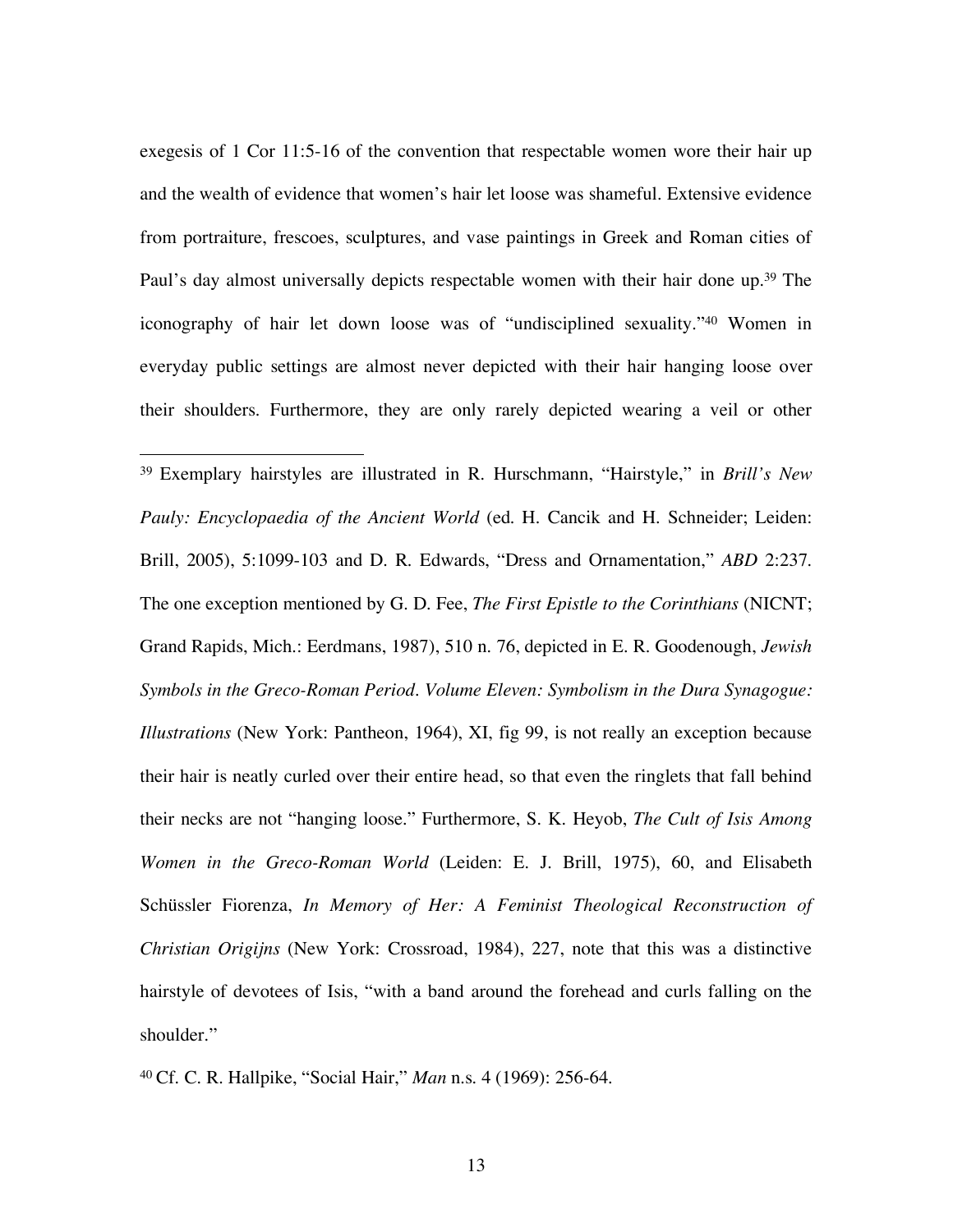exegesis of 1 Cor 11:5-16 of the convention that respectable women wore their hair up and the wealth of evidence that women's hair let loose was shameful. Extensive evidence from portraiture, frescoes, sculptures, and vase paintings in Greek and Roman cities of Paul's day almost universally depicts respectable women with their hair done up.[39] The iconography of hair let down loose was of "undisciplined sexuality."[40] Women in everyday public settings are almost never depicted with their hair hanging loose over their shoulders. Furthermore, they are only rarely depicted wearing a veil or other

---

[39] Exemplary hairstyles are illustrated in R. Hurschmann, "Hairstyle," in *Brill's New Pauly: Encyclopaedia of the Ancient World* (ed. H. Cancik and H. Schneider; Leiden: Brill, 2005), 5:1099-103 and D. R. Edwards, "Dress and Ornamentation," *ABD* 2:237. The one exception mentioned by G. D. Fee, *The First Epistle to the Corinthians* (NICNT; Grand Rapids, Mich.: Eerdmans, 1987), 510 n. 76, depicted in E. R. Goodenough, *Jewish Symbols in the Greco-Roman Period. Volume Eleven: Symbolism in the Dura Synagogue: Illustrations* (New York: Pantheon, 1964), XI, fig 99, is not really an exception because their hair is neatly curled over their entire head, so that even the ringlets that fall behind their necks are not "hanging loose." Furthermore, S. K. Heyob, *The Cult of Isis Among Women in the Greco-Roman World* (Leiden: E. J. Brill, 1975), 60, and Elisabeth Schüssler Fiorenza, *In Memory of Her: A Feminist Theological Reconstruction of Christian Origijns* (New York: Crossroad, 1984), 227, note that this was a distinctive hairstyle of devotees of Isis, "with a band around the forehead and curls falling on the shoulder."

[40] Cf. C. R. Hallpike, "Social Hair," *Man* n.s. 4 (1969): 256-64.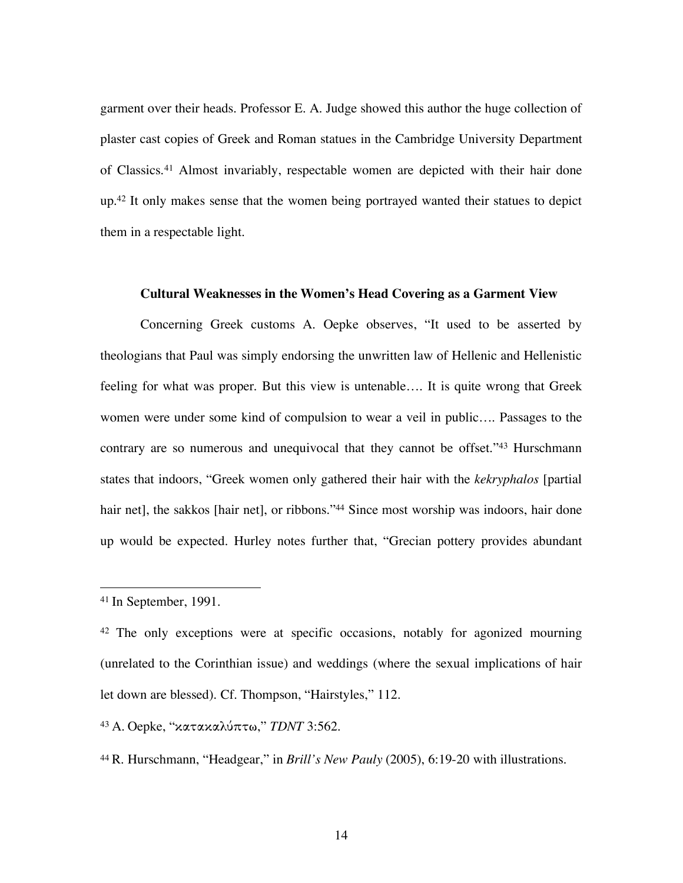garment over their heads. Professor E. A. Judge showed this author the huge collection of plaster cast copies of Greek and Roman statues in the Cambridge University Department of Classics.[41] Almost invariably, respectable women are depicted with their hair done up.[42] It only makes sense that the women being portrayed wanted their statues to depict them in a respectable light.

### Cultural Weaknesses in the Women's Head Covering as a Garment View

Concerning Greek customs A. Oepke observes, "It used to be asserted by theologians that Paul was simply endorsing the unwritten law of Hellenic and Hellenistic feeling for what was proper. But this view is untenable…. It is quite wrong that Greek women were under some kind of compulsion to wear a veil in public…. Passages to the contrary are so numerous and unequivocal that they cannot be offset."[43] Hurschmann states that indoors, "Greek women only gathered their hair with the *kekryphalos* [partial hair net], the sakkos [hair net], or ribbons."[44] Since most worship was indoors, hair done up would be expected. Hurley notes further that, "Grecian pottery provides abundant

---

[41] In September, 1991.

[42] The only exceptions were at specific occasions, notably for agonized mourning (unrelated to the Corinthian issue) and weddings (where the sexual implications of hair let down are blessed). Cf. Thompson, "Hairstyles," 112.

[43] A. Oepke, "κατακαλύπτω," *TDNT* 3:562.

[44] R. Hurschmann, "Headgear," in *Brill's New Pauly* (2005), 6:19-20 with illustrations.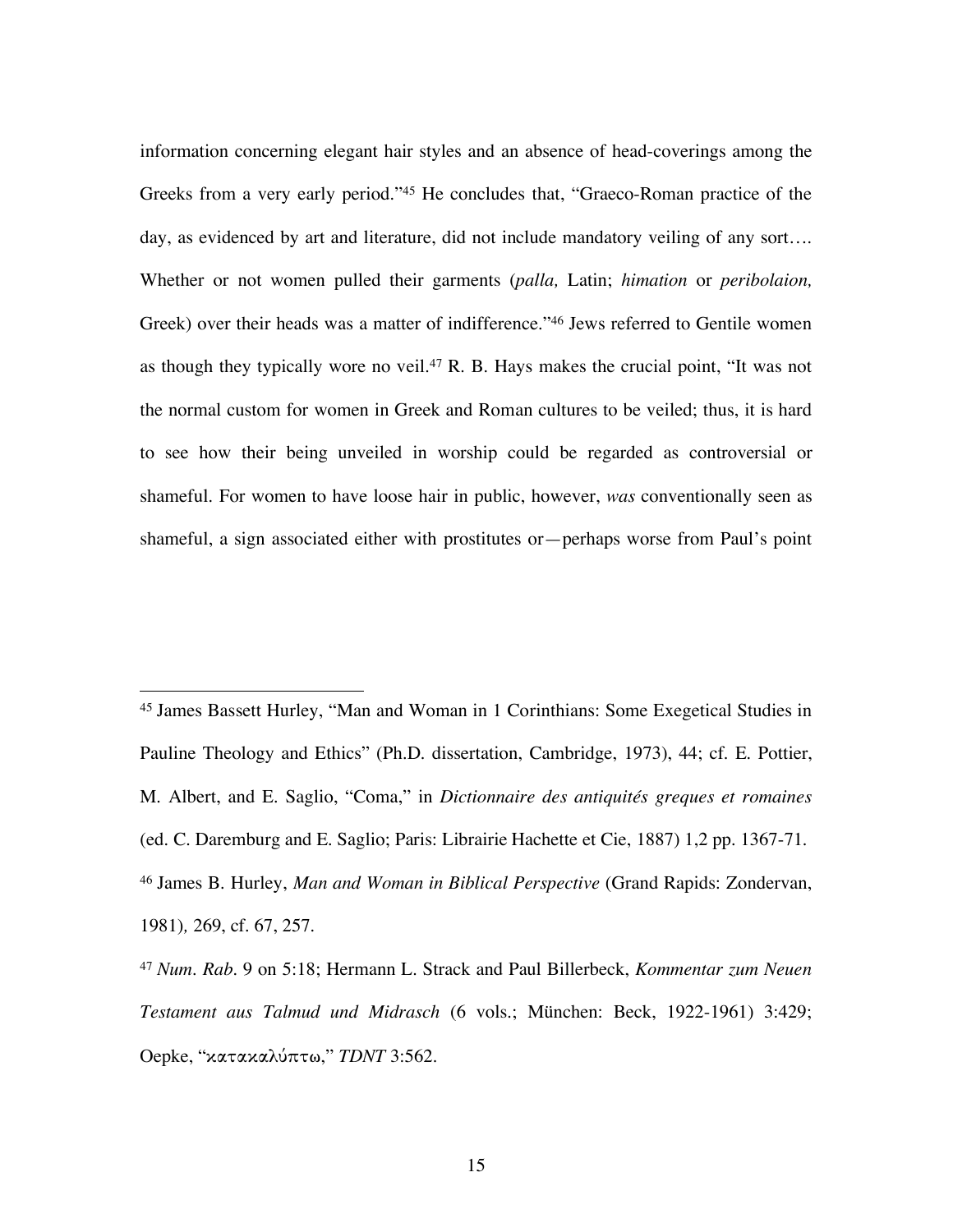information concerning elegant hair styles and an absence of head-coverings among the Greeks from a very early period."[45] He concludes that, "Graeco-Roman practice of the day, as evidenced by art and literature, did not include mandatory veiling of any sort…. Whether or not women pulled their garments (*palla,* Latin; *himation* or *peribolaion,* Greek) over their heads was a matter of indifference."[46] Jews referred to Gentile women as though they typically wore no veil.[47] R. B. Hays makes the crucial point, "It was not the normal custom for women in Greek and Roman cultures to be veiled; thus, it is hard to see how their being unveiled in worship could be regarded as controversial or shameful. For women to have loose hair in public, however, *was* conventionally seen as shameful, a sign associated either with prostitutes or—perhaps worse from Paul's point

---

[45] James Bassett Hurley, "Man and Woman in 1 Corinthians: Some Exegetical Studies in Pauline Theology and Ethics" (Ph.D. dissertation, Cambridge, 1973), 44; cf. E. Pottier, M. Albert, and E. Saglio, "Coma," in *Dictionnaire des antiquités greques et romaines* (ed. C. Daremburg and E. Saglio; Paris: Librairie Hachette et Cie, 1887) 1,2 pp. 1367-71.

[46] James B. Hurley, *Man and Woman in Biblical Perspective* (Grand Rapids: Zondervan, 1981), 269, cf. 67, 257.

[47] *Num. Rab.* 9 on 5:18; Hermann L. Strack and Paul Billerbeck, *Kommentar zum Neuen Testament aus Talmud und Midrasch* (6 vols.; München: Beck, 1922-1961) 3:429; Oepke, "κατακαλύπτω," *TDNT* 3:562.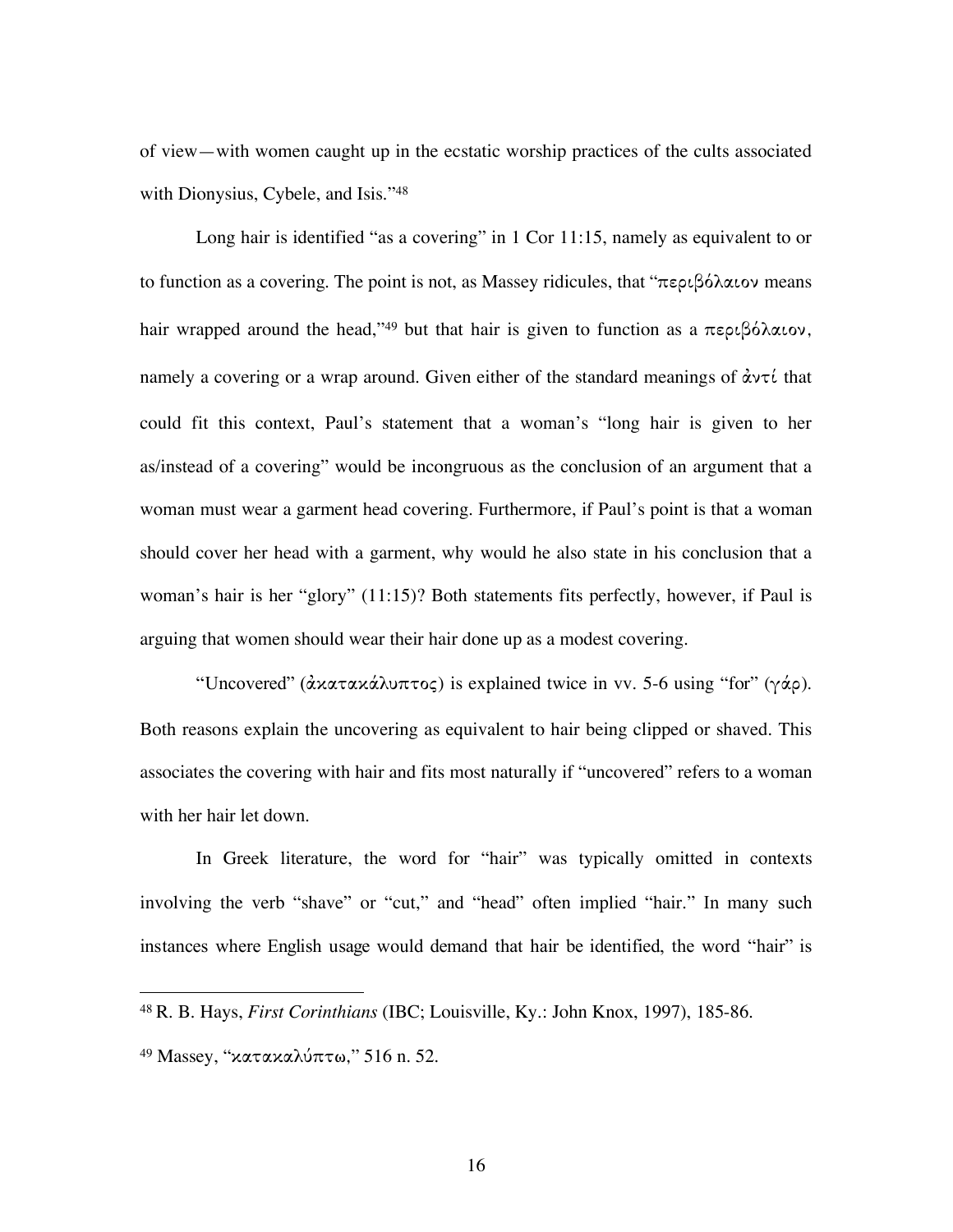of view—with women caught up in the ecstatic worship practices of the cults associated with Dionysius, Cybele, and Isis."[48]

Long hair is identified "as a covering" in 1 Cor 11:15, namely as equivalent to or to function as a covering. The point is not, as Massey ridicules, that "περιβόλαιον means hair wrapped around the head,"[49] but that hair is given to function as a περιβόλαιον, namely a covering or a wrap around. Given either of the standard meanings of ἀντί that could fit this context, Paul's statement that a woman's "long hair is given to her as/instead of a covering" would be incongruous as the conclusion of an argument that a woman must wear a garment head covering. Furthermore, if Paul's point is that a woman should cover her head with a garment, why would he also state in his conclusion that a woman's hair is her "glory" (11:15)? Both statements fits perfectly, however, if Paul is arguing that women should wear their hair done up as a modest covering.

"Uncovered" (ἀκατακάλυπτος) is explained twice in vv. 5-6 using "for" (γάρ). Both reasons explain the uncovering as equivalent to hair being clipped or shaved. This associates the covering with hair and fits most naturally if "uncovered" refers to a woman with her hair let down.

In Greek literature, the word for "hair" was typically omitted in contexts involving the verb "shave" or "cut," and "head" often implied "hair." In many such instances where English usage would demand that hair be identified, the word "hair" is

---

[48] R. B. Hays, *First Corinthians* (IBC; Louisville, Ky.: John Knox, 1997), 185-86.

[49] Massey, "κατακαλύπτω," 516 n. 52.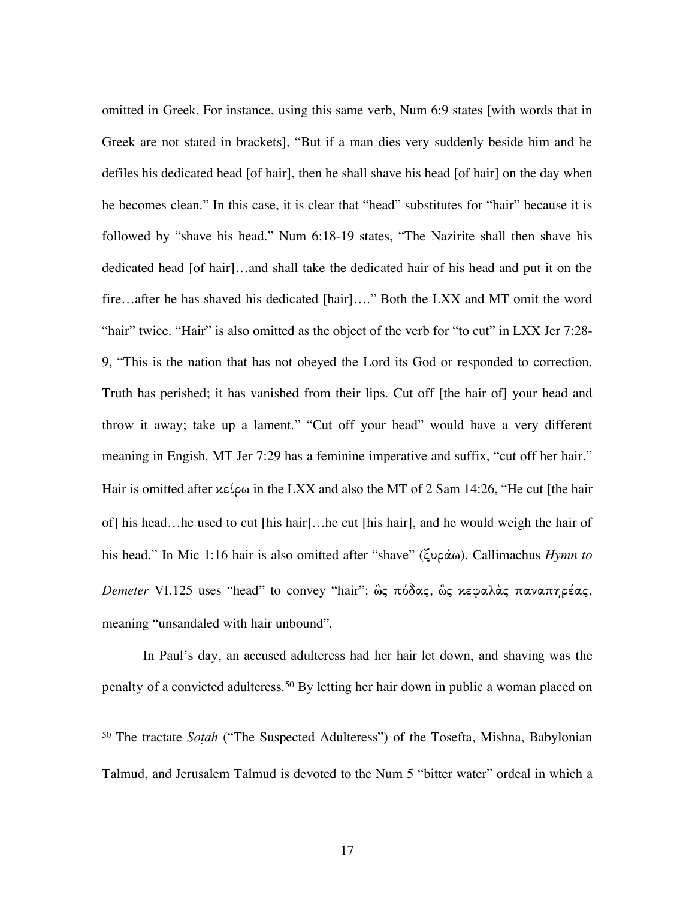omitted in Greek. For instance, using this same verb, Num 6:9 states [with words that in Greek are not stated in brackets], "But if a man dies very suddenly beside him and he defiles his dedicated head [of hair], then he shall shave his head [of hair] on the day when he becomes clean." In this case, it is clear that "head" substitutes for "hair" because it is followed by "shave his head." Num 6:18-19 states, "The Nazirite shall then shave his dedicated head [of hair]…and shall take the dedicated hair of his head and put it on the fire…after he has shaved his dedicated [hair]…." Both the LXX and MT omit the word "hair" twice. "Hair" is also omitted as the object of the verb for "to cut" in LXX Jer 7:28-9, "This is the nation that has not obeyed the Lord its God or responded to correction. Truth has perished; it has vanished from their lips. Cut off [the hair of] your head and throw it away; take up a lament." "Cut off your head" would have a very different meaning in Engish. MT Jer 7:29 has a feminine imperative and suffix, "cut off her hair." Hair is omitted after κείρω in the LXX and also the MT of 2 Sam 14:26, "He cut [the hair of] his head…he used to cut [his hair]…he cut [his hair], and he would weigh the hair of his head." In Mic 1:16 hair is also omitted after "shave" (ξυράω). Callimachus *Hymn to Demeter* VI.125 uses "head" to convey "hair": ὡς πόδας, ὡς κεφαλὰς παναπηρέας, meaning "unsandaled with hair unbound".

In Paul's day, an accused adulteress had her hair let down, and shaving was the penalty of a convicted adulteress.[50] By letting her hair down in public a woman placed on

---

[50] The tractate *Soṭah* ("The Suspected Adulteress") of the Tosefta, Mishna, Babylonian Talmud, and Jerusalem Talmud is devoted to the Num 5 "bitter water" ordeal in which a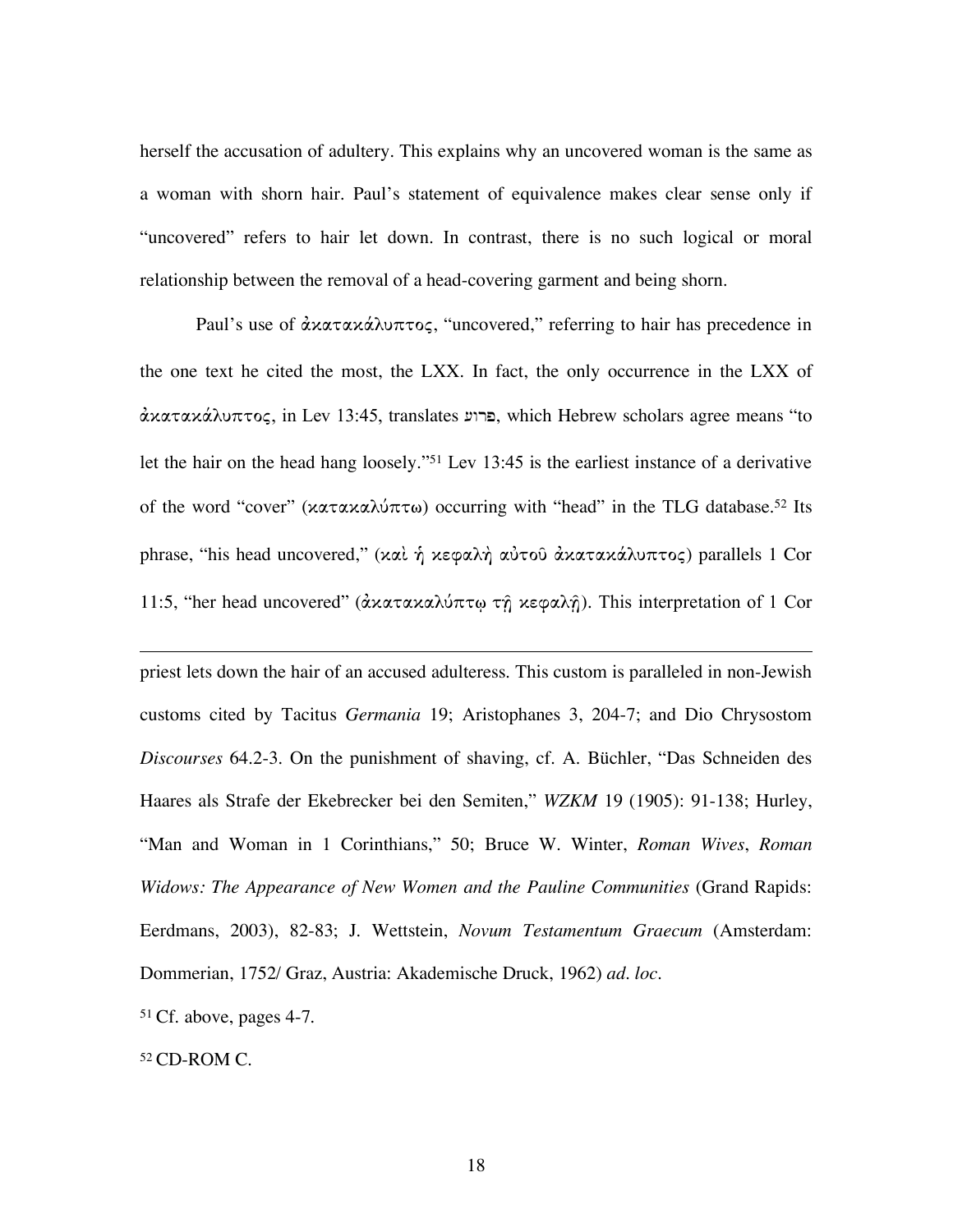herself the accusation of adultery. This explains why an uncovered woman is the same as a woman with shorn hair. Paul's statement of equivalence makes clear sense only if "uncovered" refers to hair let down. In contrast, there is no such logical or moral relationship between the removal of a head-covering garment and being shorn.

Paul's use of ἀκατακάλυπτος, "uncovered," referring to hair has precedence in the one text he cited the most, the LXX. In fact, the only occurrence in the LXX of ἀκατακάλυπτος, in Lev 13:45, translates פרוע, which Hebrew scholars agree means "to let the hair on the head hang loosely."[51] Lev 13:45 is the earliest instance of a derivative of the word "cover" (κατακαλύπτω) occurring with "head" in the TLG database.[52] Its phrase, "his head uncovered," (καὶ ἡ κεφαλὴ αὐτοῦ ἀκατακάλυπτος) parallels 1 Cor 11:5, "her head uncovered" (ἀκατακαλύπτῳ τῇ κεφαλῇ). This interpretation of 1 Cor

---

priest lets down the hair of an accused adulteress. This custom is paralleled in non-Jewish customs cited by Tacitus *Germania* 19; Aristophanes 3, 204-7; and Dio Chrysostom *Discourses* 64.2-3. On the punishment of shaving, cf. A. Büchler, "Das Schneiden des Haares als Strafe der Ekebrecker bei den Semiten," *WZKM* 19 (1905): 91-138; Hurley, "Man and Woman in 1 Corinthians," 50; Bruce W. Winter, *Roman Wives*, *Roman Widows: The Appearance of New Women and the Pauline Communities* (Grand Rapids: Eerdmans, 2003), 82-83; J. Wettstein, *Novum Testamentum Graecum* (Amsterdam: Dommerian, 1752/ Graz, Austria: Akademische Druck, 1962) *ad. loc*.

[51] Cf. above, pages 4-7.

[52] CD-ROM C.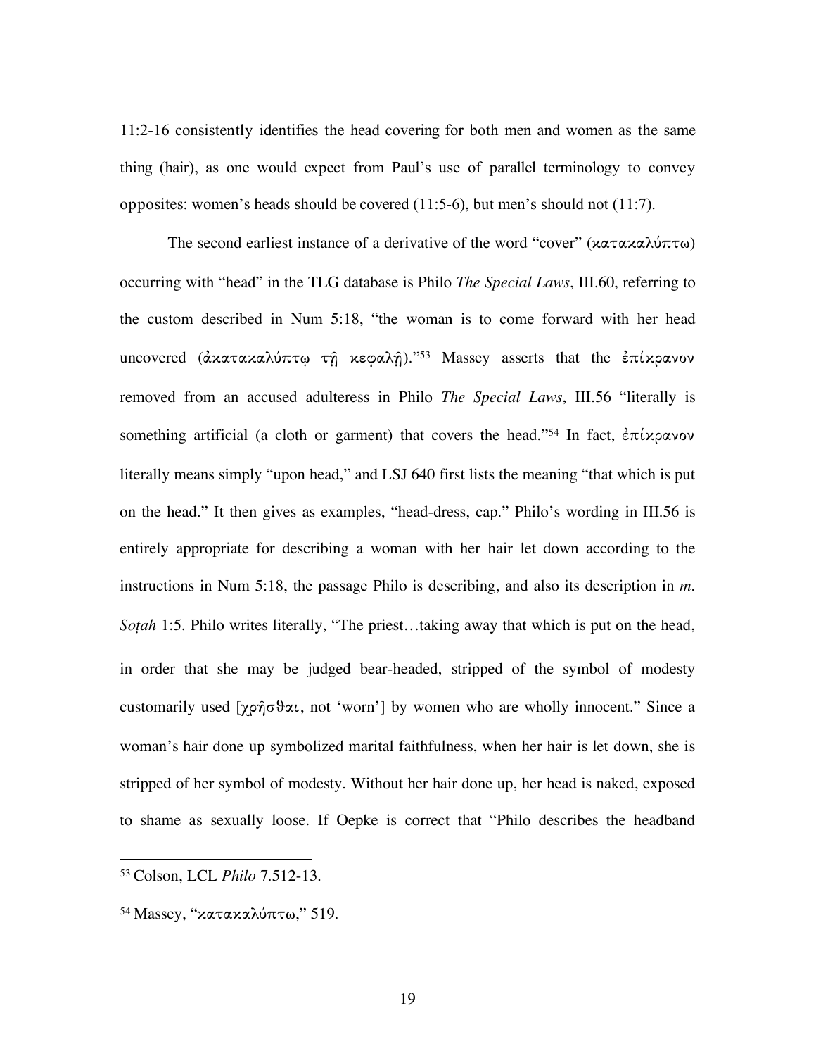11:2-16 consistently identifies the head covering for both men and women as the same thing (hair), as one would expect from Paul's use of parallel terminology to convey opposites: women's heads should be covered (11:5-6), but men's should not (11:7).

The second earliest instance of a derivative of the word "cover" (κατακαλύπτω) occurring with "head" in the TLG database is Philo *The Special Laws*, III.60, referring to the custom described in Num 5:18, "the woman is to come forward with her head uncovered (ἀκατακαλύπτῳ τῇ κεφαλῇ)."[53] Massey asserts that the ἐπίκρανον removed from an accused adulteress in Philo *The Special Laws*, III.56 "literally is something artificial (a cloth or garment) that covers the head."[54] In fact, ἐπίκρανον literally means simply "upon head," and LSJ 640 first lists the meaning "that which is put on the head." It then gives as examples, "head-dress, cap." Philo's wording in III.56 is entirely appropriate for describing a woman with her hair let down according to the instructions in Num 5:18, the passage Philo is describing, and also its description in *m. Soṭah* 1:5. Philo writes literally, "The priest…taking away that which is put on the head, in order that she may be judged bear-headed, stripped of the symbol of modesty customarily used [χρῆσθαι, not 'worn'] by women who are wholly innocent." Since a woman's hair done up symbolized marital faithfulness, when her hair is let down, she is stripped of her symbol of modesty. Without her hair done up, her head is naked, exposed to shame as sexually loose. If Oepke is correct that "Philo describes the headband

---

[53] Colson, LCL *Philo* 7.512-13.

[54] Massey, "κατακαλύπτω," 519.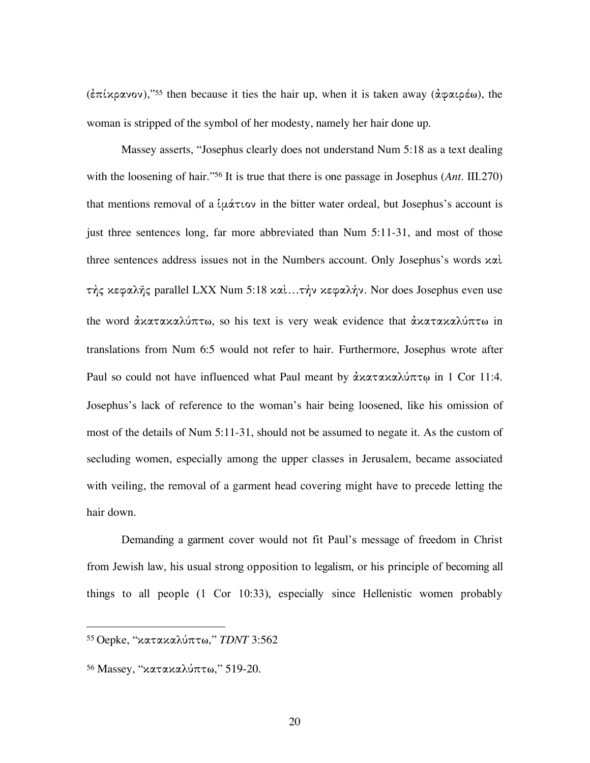(ἐπίκρανον),”[55] then because it ties the hair up, when it is taken away (ἀφαιρέω), the woman is stripped of the symbol of her modesty, namely her hair done up.

Massey asserts, “Josephus clearly does not understand Num 5:18 as a text dealing with the loosening of hair.”[56] It is true that there is one passage in Josephus (*Ant*. III.270) that mentions removal of a ἱμάτιον in the bitter water ordeal, but Josephus’s account is just three sentences long, far more abbreviated than Num 5:11-31, and most of those three sentences address issues not in the Numbers account. Only Josephus’s words καὶ τῆς κεφαλῆς parallel LXX Num 5:18 καὶ…τὴν κεφαλήν. Nor does Josephus even use the word ἀκατακαλύπτω, so his text is very weak evidence that ἀκατακαλύπτω in translations from Num 6:5 would not refer to hair. Furthermore, Josephus wrote after Paul so could not have influenced what Paul meant by ἀκατακαλύπτῳ in 1 Cor 11:4. Josephus’s lack of reference to the woman’s hair being loosened, like his omission of most of the details of Num 5:11-31, should not be assumed to negate it. As the custom of secluding women, especially among the upper classes in Jerusalem, became associated with veiling, the removal of a garment head covering might have to precede letting the hair down.

Demanding a garment cover would not fit Paul’s message of freedom in Christ from Jewish law, his usual strong opposition to legalism, or his principle of becoming all things to all people (1 Cor 10:33), especially since Hellenistic women probably

---

[55] Oepke, “κατακαλύπτω,” *TDNT* 3:562

[56] Massey, “κατακαλύπτω,” 519-20.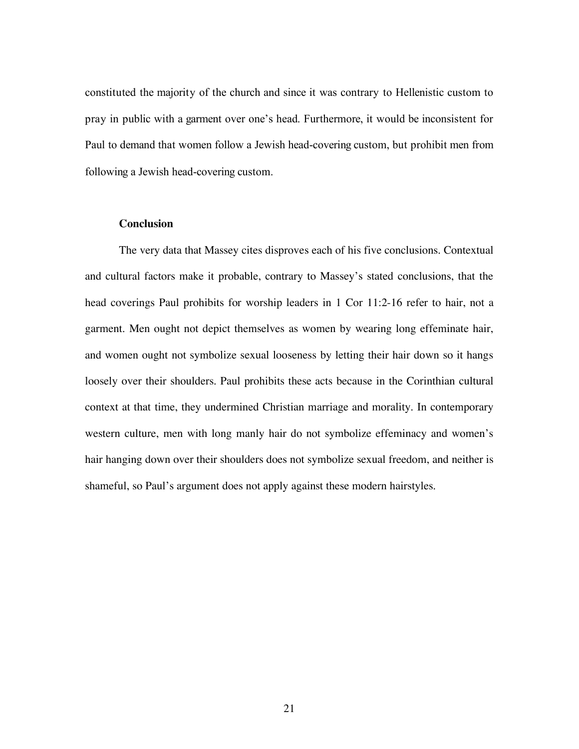constituted the majority of the church and since it was contrary to Hellenistic custom to pray in public with a garment over one's head. Furthermore, it would be inconsistent for Paul to demand that women follow a Jewish head-covering custom, but prohibit men from following a Jewish head-covering custom.

**Conclusion**

The very data that Massey cites disproves each of his five conclusions. Contextual and cultural factors make it probable, contrary to Massey's stated conclusions, that the head coverings Paul prohibits for worship leaders in 1 Cor 11:2-16 refer to hair, not a garment. Men ought not depict themselves as women by wearing long effeminate hair, and women ought not symbolize sexual looseness by letting their hair down so it hangs loosely over their shoulders. Paul prohibits these acts because in the Corinthian cultural context at that time, they undermined Christian marriage and morality. In contemporary western culture, men with long manly hair do not symbolize effeminacy and women's hair hanging down over their shoulders does not symbolize sexual freedom, and neither is shameful, so Paul's argument does not apply against these modern hairstyles.